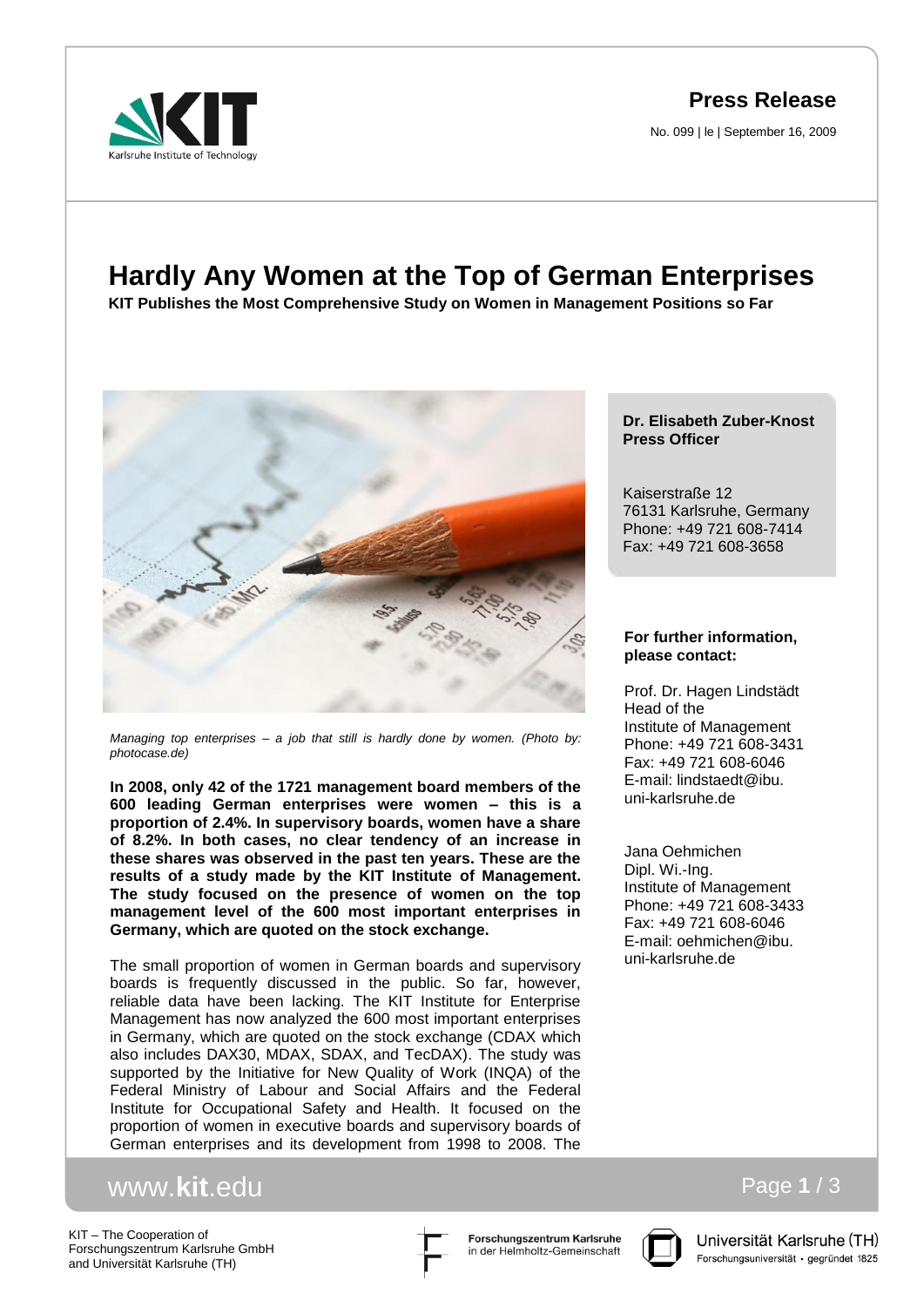**Press Release**

No. 099 | le | September 16, 2009

# Hardly Any Women at the Top of German Enterprises

**KIT Publishes the Most Comprehensive Study on Women in Management Positions so Far**

*Managing top enterprises – a job that still is hardly done by women. (Photo by: photocase.de)*

**In 2008, only 42 of the 1721 management board members of the 600 leading German enterprises were women – this is a proportion of 2.4%. In supervisory boards, women have a share of 8.2%. In both cases, no clear tendency of an increase in these shares was observed in the past ten years. These are the results of a study made by the KIT Institute of Management. The study focused on the presence of women on the top management level of the 600 most important enterprises in Germany, which are quoted on the stock exchange.**

The small proportion of women in German boards and supervisory boards is frequently discussed in the public. So far, however, reliable data have been lacking. The KIT Institute for Enterprise Management has now analyzed the 600 most important enterprises in Germany, which are quoted on the stock exchange (CDAX which also includes DAX30, MDAX, SDAX, and TecDAX). The study was supported by the Initiative for New Quality of Work (INQA) of the Federal Ministry of Labour and Social Affairs and the Federal Institute for Occupational Safety and Health. It focused on the proportion of women in executive boards and supervisory boards of German enterprises and its development from 1998 to 2008. The

**Dr. Elisabeth Zuber-Knost**
**Press Officer**

Kaiserstraße 12
76131 Karlsruhe, Germany
Phone: +49 721 608-7414
Fax: +49 721 608-3658

**For further information, please contact:**

Prof. Dr. Hagen Lindstädt
Head of the
Institute of Management
Phone: +49 721 608-3431
Fax: +49 721 608-6046
E-mail: lindstaedt@ibu.uni-karlsruhe.de

Jana Oehmichen
Dipl. Wi.-Ing.
Institute of Management
Phone: +49 721 608-3433
Fax: +49 721 608-6046
E-mail: oehmichen@ibu.uni-karlsruhe.de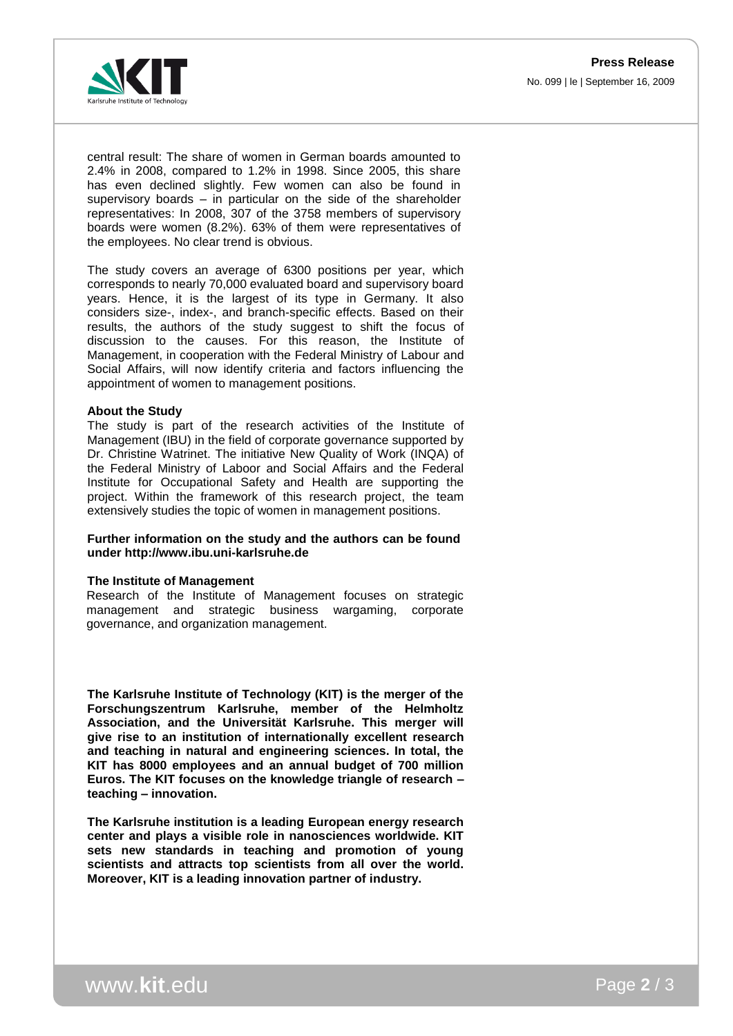central result: The share of women in German boards amounted to 2.4% in 2008, compared to 1.2% in 1998. Since 2005, this share has even declined slightly. Few women can also be found in supervisory boards – in particular on the side of the shareholder representatives: In 2008, 307 of the 3758 members of supervisory boards were women (8.2%). 63% of them were representatives of the employees. No clear trend is obvious.

The study covers an average of 6300 positions per year, which corresponds to nearly 70,000 evaluated board and supervisory board years. Hence, it is the largest of its type in Germany. It also considers size-, index-, and branch-specific effects. Based on their results, the authors of the study suggest to shift the focus of discussion to the causes. For this reason, the Institute of Management, in cooperation with the Federal Ministry of Labour and Social Affairs, will now identify criteria and factors influencing the appointment of women to management positions.

**About the Study**

The study is part of the research activities of the Institute of Management (IBU) in the field of corporate governance supported by Dr. Christine Watrinet. The initiative New Quality of Work (INQA) of the Federal Ministry of Laboor and Social Affairs and the Federal Institute for Occupational Safety and Health are supporting the project. Within the framework of this research project, the team extensively studies the topic of women in management positions.

**Further information on the study and the authors can be found under http://www.ibu.uni-karlsruhe.de**

**The Institute of Management**

Research of the Institute of Management focuses on strategic management and strategic business wargaming, corporate governance, and organization management.

**The Karlsruhe Institute of Technology (KIT) is the merger of the Forschungszentrum Karlsruhe, member of the Helmholtz Association, and the Universität Karlsruhe. This merger will give rise to an institution of internationally excellent research and teaching in natural and engineering sciences. In total, the KIT has 8000 employees and an annual budget of 700 million Euros. The KIT focuses on the knowledge triangle of research – teaching – innovation.**

**The Karlsruhe institution is a leading European energy research center and plays a visible role in nanosciences worldwide. KIT sets new standards in teaching and promotion of young scientists and attracts top scientists from all over the world. Moreover, KIT is a leading innovation partner of industry.**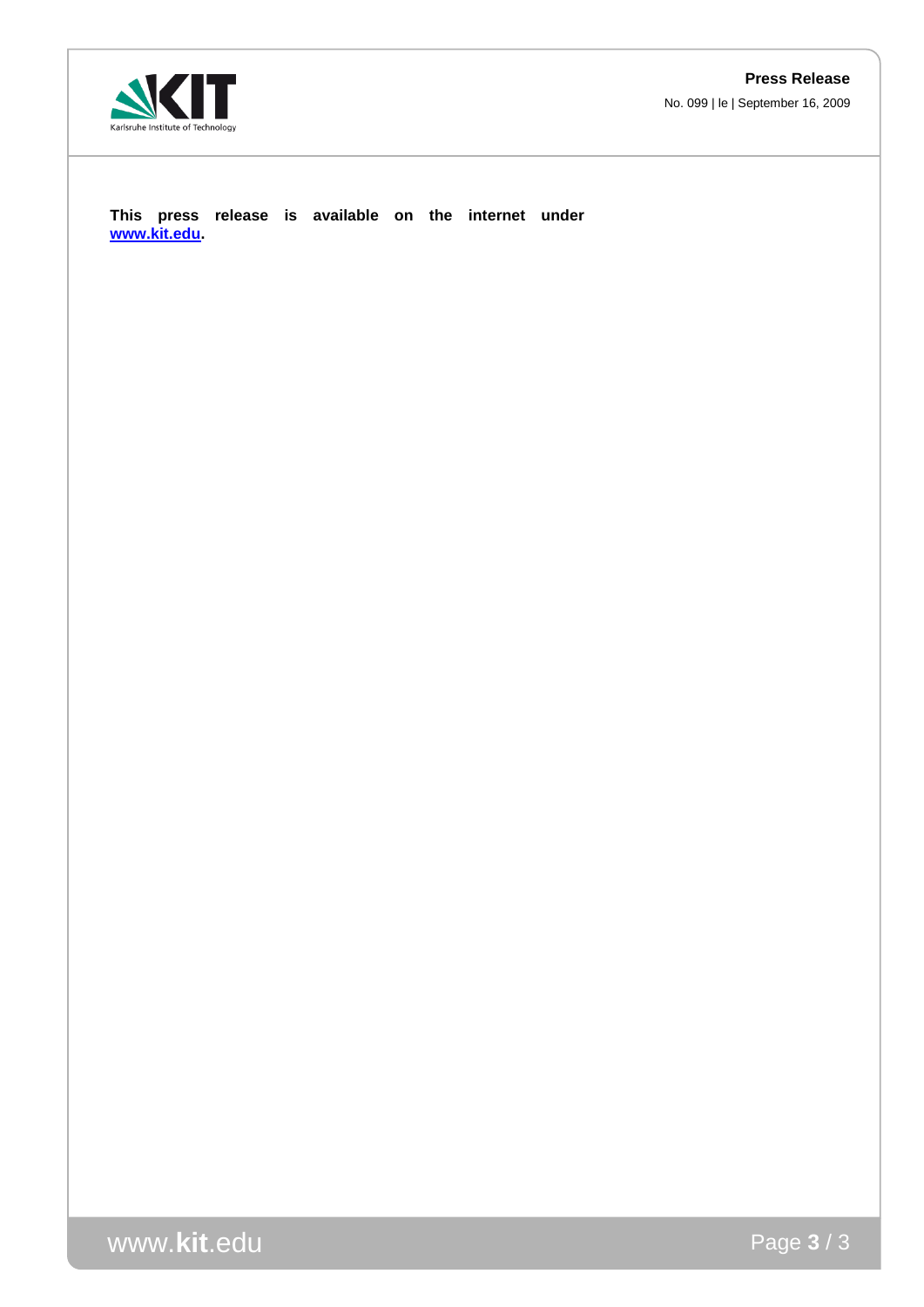**This press release is available on the internet under [www.kit.edu](http://www.kit.edu).**